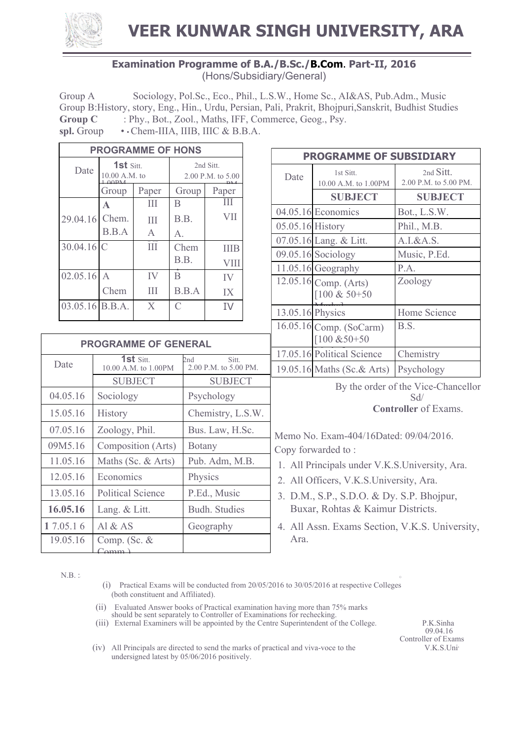# VEER KUNWAR SINGH UNIVERSITY, ARA

## Examination Programme of B.A./B.Sc./**B.Com**. Part-II, 2016

(Hons/Subsidiary/General)

Group A Sociology, Pol.Sc., Eco., Phil., L.S.W., Home Sc., AI&AS, Pub.Adm., Music
Group B:History, story, Eng., Hin., Urdu, Persian, Pali, Prakrit, Bhojpuri,Sanskrit, Budhist Studies
**Group C** : Phy., Bot., Zool., Maths, IFF, Commerce, Geog., Psy.
**spl.** Group • • Chem-IIIA, IIIB, IIIC & B.B.A.

**PROGRAMME OF HONS**

| Date | 1st Sitt. 10.00 A.M. to 1.00PM | | 2nd Sitt. 2.00 P.M. to 5.00 PM | |
|---|---|---|---|---|
| | Group | Paper | Group | Paper |
| 29.04.16 | A<br>Chem.<br>B.B.A | III<br>III<br>A | B<br>B.B.<br>A. | III<br>VII |
| 30.04.16 | C | III | Chem<br>B.B. | IIIB<br>VIII |
| 02.05.16 | A<br>Chem | IV<br>III | B<br>B.B.A | IV<br>IX |
| 03.05.16 | B.B.A. | X | C | IV |

**PROGRAMME OF SUBSIDIARY**

| Date | 1st Sitt. 10.00 A.M. to 1.00PM | 2nd Sitt. 2.00 P.M. to 5.00 PM. |
|---|---|---|
| | **SUBJECT** | **SUBJECT** |
| 04.05.16 | Economics | Bot., L.S.W. |
| 05.05.16 | History | Phil., M.B. |
| 07.05.16 | Lang. & Litt. | A.I.&A.S. |
| 09.05.16 | Sociology | Music, P.Ed. |
| 11.05.16 | Geography | P.A. |
| 12.05.16 | Comp. (Arts) [100 & 50+50 Marks] | Zoology |
| 13.05.16 | Physics | Home Science |
| 16.05.16 | Comp. (SoCarm) [100 &50+50 | B.S. |
| 17.05.16 | Political Science | Chemistry |
| 19.05.16 | Maths (Sc.& Arts) | Psychology |

**PROGRAMME OF GENERAL**

| Date | 1st Sitt. 10.00 A.M. to 1.00PM | 2nd Sitt. 2.00 P.M. to 5.00 PM. |
|---|---|---|
| | SUBJECT | SUBJECT |
| 04.05.16 | Sociology | Psychology |
| 15.05.16 | History | Chemistry, L.S.W. |
| 07.05.16 | Zoology, Phil. | Bus. Law, H.Sc. |
| 09M5.16 | Composition (Arts) | Botany |
| 11.05.16 | Maths (Sc. & Arts) | Pub. Adm, M.B. |
| 12.05.16 | Economics | Physics |
| 13.05.16 | Political Science | P.Ed., Music |
| **16.05.16** | Lang. & Litt. | Budh. Studies |
| **1** 7.05.1 6 | Al & AS | Geography |
| 19.05.16 | Comp. (Sc. & Comm.) | |

By the order of the Vice-Chancellor
Sd/
**Controller** of Exams.

Memo No. Exam-404/16Dated: 09/04/2016.
Copy forwarded to :

1. All Principals under V.K.S.University, Ara.
2. All Officers, V.K.S.University, Ara.
3. D.M., S.P., S.D.O. & Dy. S.P. Bhojpur, Buxar, Rohtas & Kaimur Districts.
4. All Assn. Exams Section, V.K.S. University, Ara.

N.B. :

(i) Practical Exams will be conducted from 20/05/2016 to 30/05/2016 at respective Colleges (both constituent and Affiliated).

(ii) Evaluated Answer books of Practical examination having more than 75% marks should be sent separately to Controller of Examinations for rechecking.

(iii) External Examiners will be appointed by the Centre Superintendent of the College.

(iv) All Principals are directed to send the marks of practical and viva-voce to the undersigned latest by 05/06/2016 positively.

P.K.Sinha
09.04.16
Controller of Exams
V.K.S.Uni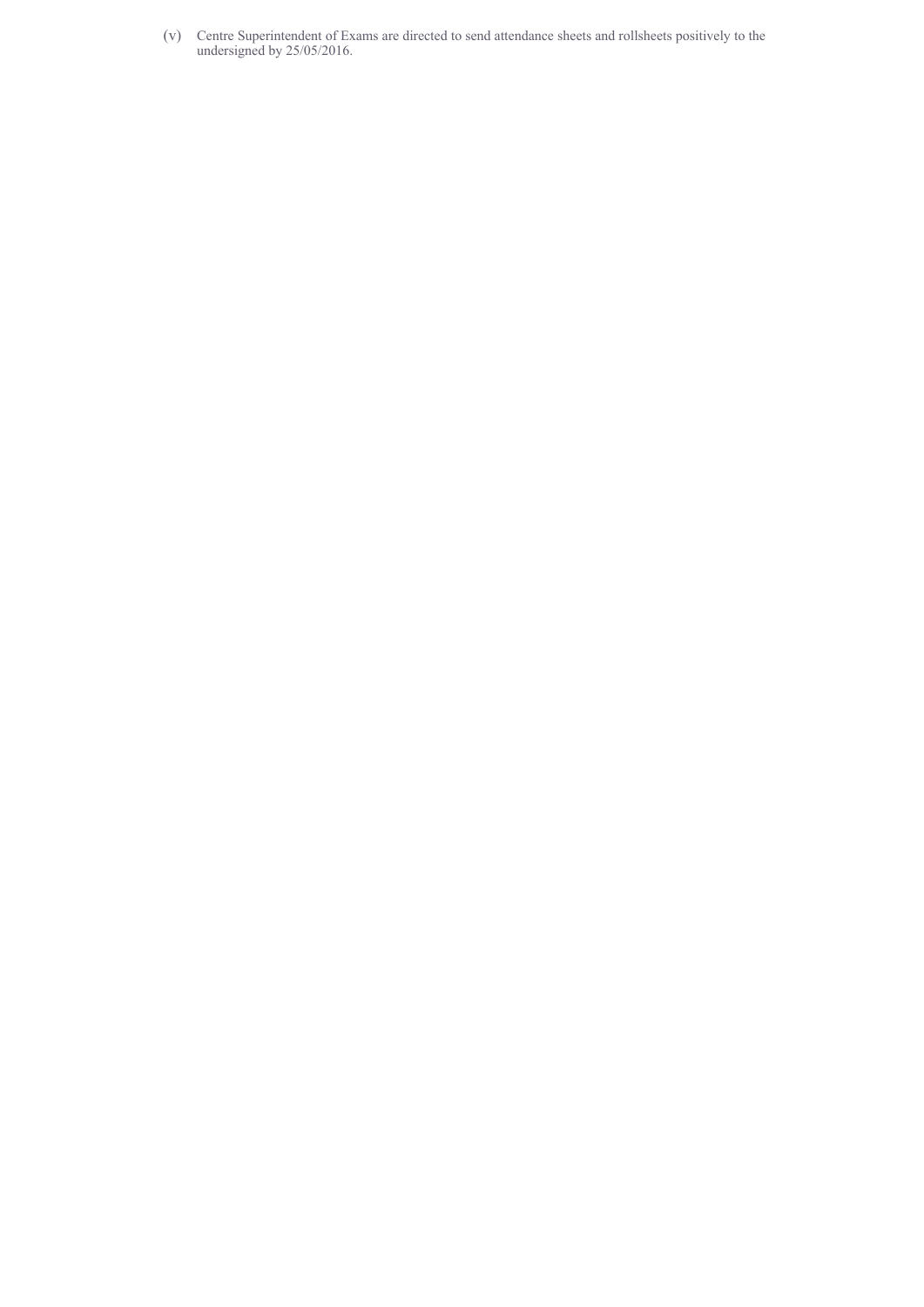(v) Centre Superintendent of Exams are directed to send attendance sheets and rollsheets positively to the undersigned by 25/05/2016.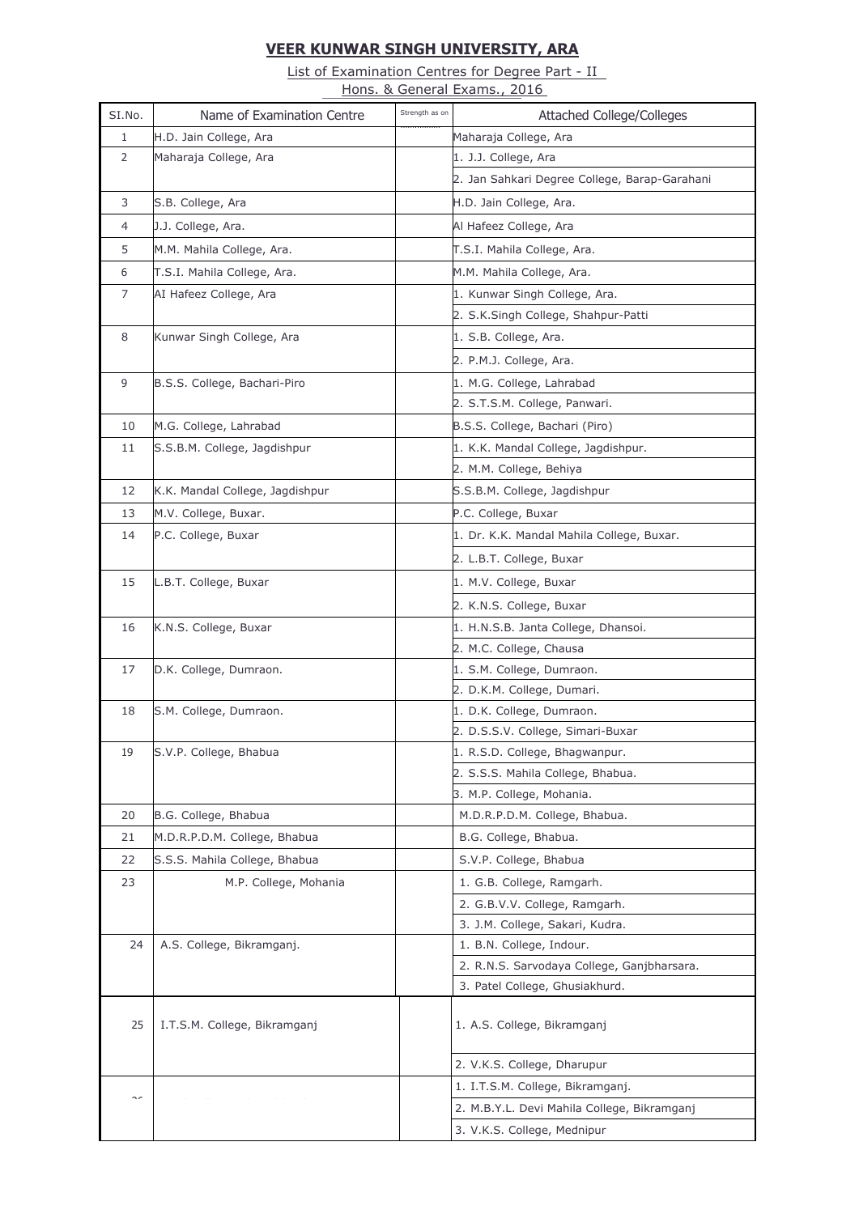# VEER KUNWAR SINGH UNIVERSITY, ARA

List of Examination Centres for Degree Part - II

Hons. & General Exams., 2016

| SI.No. | Name of Examination Centre | Strength as on ............... | Attached College/Colleges |
|---|---|---|---|
| 1 | H.D. Jain College, Ara | | Maharaja College, Ara |
| 2 | Maharaja College, Ara | | 1. J.J. College, Ara |
| | | | 2. Jan Sahkari Degree College, Barap-Garahani |
| 3 | S.B. College, Ara | | H.D. Jain College, Ara. |
| 4 | J.J. College, Ara. | | Al Hafeez College, Ara |
| 5 | M.M. Mahila College, Ara. | | T.S.I. Mahila College, Ara. |
| 6 | T.S.I. Mahila College, Ara. | | M.M. Mahila College, Ara. |
| 7 | AI Hafeez College, Ara | | 1. Kunwar Singh College, Ara. |
| | | | 2. S.K.Singh College, Shahpur-Patti |
| 8 | Kunwar Singh College, Ara | | 1. S.B. College, Ara. |
| | | | 2. P.M.J. College, Ara. |
| 9 | B.S.S. College, Bachari-Piro | | 1. M.G. College, Lahrabad |
| | | | 2. S.T.S.M. College, Panwari. |
| 10 | M.G. College, Lahrabad | | B.S.S. College, Bachari (Piro) |
| 11 | S.S.B.M. College, Jagdishpur | | 1. K.K. Mandal College, Jagdishpur. |
| | | | 2. M.M. College, Behiya |
| 12 | K.K. Mandal College, Jagdishpur | | S.S.B.M. College, Jagdishpur |
| 13 | M.V. College, Buxar. | | P.C. College, Buxar |
| 14 | P.C. College, Buxar | | 1. Dr. K.K. Mandal Mahila College, Buxar. |
| | | | 2. L.B.T. College, Buxar |
| 15 | L.B.T. College, Buxar | | 1. M.V. College, Buxar |
| | | | 2. K.N.S. College, Buxar |
| 16 | K.N.S. College, Buxar | | 1. H.N.S.B. Janta College, Dhansoi. |
| | | | 2. M.C. College, Chausa |
| 17 | D.K. College, Dumraon. | | 1. S.M. College, Dumraon. |
| | | | 2. D.K.M. College, Dumari. |
| 18 | S.M. College, Dumraon. | | 1. D.K. College, Dumraon. |
| | | | 2. D.S.S.V. College, Simari-Buxar |
| 19 | S.V.P. College, Bhabua | | 1. R.S.D. College, Bhagwanpur. |
| | | | 2. S.S.S. Mahila College, Bhabua. |
| | | | 3. M.P. College, Mohania. |
| 20 | B.G. College, Bhabua | | M.D.R.P.D.M. College, Bhabua. |
| 21 | M.D.R.P.D.M. College, Bhabua | | B.G. College, Bhabua. |
| 22 | S.S.S. Mahila College, Bhabua | | S.V.P. College, Bhabua |
| 23 | M.P. College, Mohania | | 1. G.B. College, Ramgarh. |
| | | | 2. G.B.V.V. College, Ramgarh. |
| | | | 3. J.M. College, Sakari, Kudra. |
| 24 | A.S. College, Bikramganj. | | 1. B.N. College, Indour. |
| | | | 2. R.N.S. Sarvodaya College, Ganjbharsara. |
| | | | 3. Patel College, Ghusiakhurd. |
| 25 | I.T.S.M. College, Bikramganj | | 1. A.S. College, Bikramganj |
| | | | 2. V.K.S. College, Dharupur |
| 26 | | | 1. I.T.S.M. College, Bikramganj. |
| | | | 2. M.B.Y.L. Devi Mahila College, Bikramganj |
| | | | 3. V.K.S. College, Mednipur |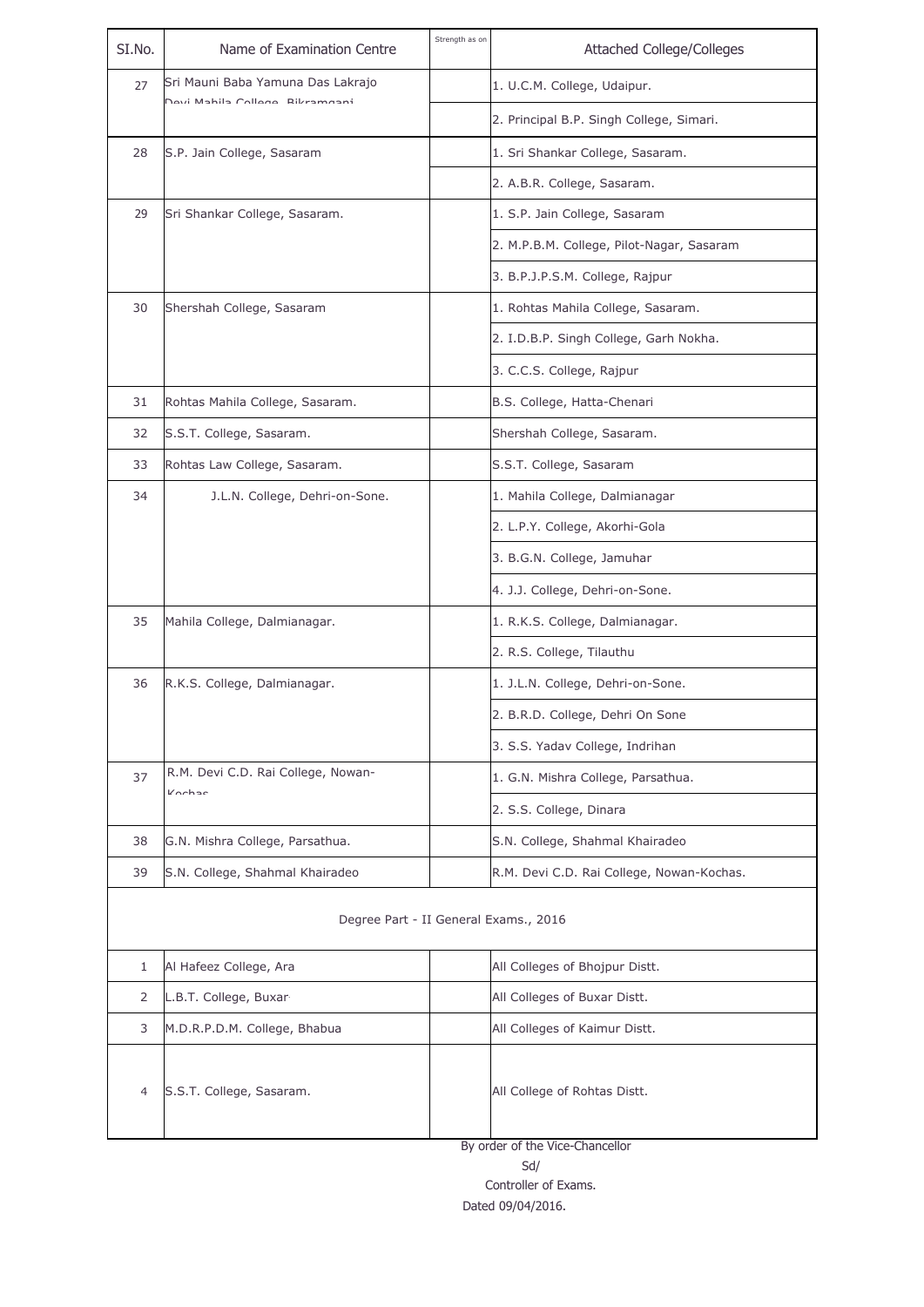| Sl.No. | Name of Examination Centre | Strength as on | Attached College/Colleges |
|---|---|---|---|
| 27 | Sri Mauni Baba Yamuna Das Lakrajo Devi Mahila College, Bikramganj | | 1. U.C.M. College, Udaipur. |
| | | | 2. Principal B.P. Singh College, Simari. |
| 28 | S.P. Jain College, Sasaram | | 1. Sri Shankar College, Sasaram. |
| | | | 2. A.B.R. College, Sasaram. |
| 29 | Sri Shankar College, Sasaram. | | 1. S.P. Jain College, Sasaram |
| | | | 2. M.P.B.M. College, Pilot-Nagar, Sasaram |
| | | | 3. B.P.J.P.S.M. College, Rajpur |
| 30 | Shershah College, Sasaram | | 1. Rohtas Mahila College, Sasaram. |
| | | | 2. I.D.B.P. Singh College, Garh Nokha. |
| | | | 3. C.C.S. College, Rajpur |
| 31 | Rohtas Mahila College, Sasaram. | | B.S. College, Hatta-Chenari |
| 32 | S.S.T. College, Sasaram. | | Shershah College, Sasaram. |
| 33 | Rohtas Law College, Sasaram. | | S.S.T. College, Sasaram |
| 34 | J.L.N. College, Dehri-on-Sone. | | 1. Mahila College, Dalmianagar |
| | | | 2. L.P.Y. College, Akorhi-Gola |
| | | | 3. B.G.N. College, Jamuhar |
| | | | 4. J.J. College, Dehri-on-Sone. |
| 35 | Mahila College, Dalmianagar. | | 1. R.K.S. College, Dalmianagar. |
| | | | 2. R.S. College, Tilauthu |
| 36 | R.K.S. College, Dalmianagar. | | 1. J.L.N. College, Dehri-on-Sone. |
| | | | 2. B.R.D. College, Dehri On Sone |
| | | | 3. S.S. Yadav College, Indrihan |
| 37 | R.M. Devi C.D. Rai College, Nowan-Kochas | | 1. G.N. Mishra College, Parsathua. |
| | | | 2. S.S. College, Dinara |
| 38 | G.N. Mishra College, Parsathua. | | S.N. College, Shahmal Khairadeo |
| 39 | S.N. College, Shahmal Khairadeo | | R.M. Devi C.D. Rai College, Nowan-Kochas. |
| | **Degree Part - II General Exams., 2016** | | |
| 1 | Al Hafeez College, Ara | | All Colleges of Bhojpur Distt. |
| 2 | L.B.T. College, Buxar | | All Colleges of Buxar Distt. |
| 3 | M.D.R.P.D.M. College, Bhabua | | All Colleges of Kaimur Distt. |
| 4 | S.S.T. College, Sasaram. | | All College of Rohtas Distt. |

By order of the Vice-Chancellor

Sd/

Controller of Exams.

Dated 09/04/2016.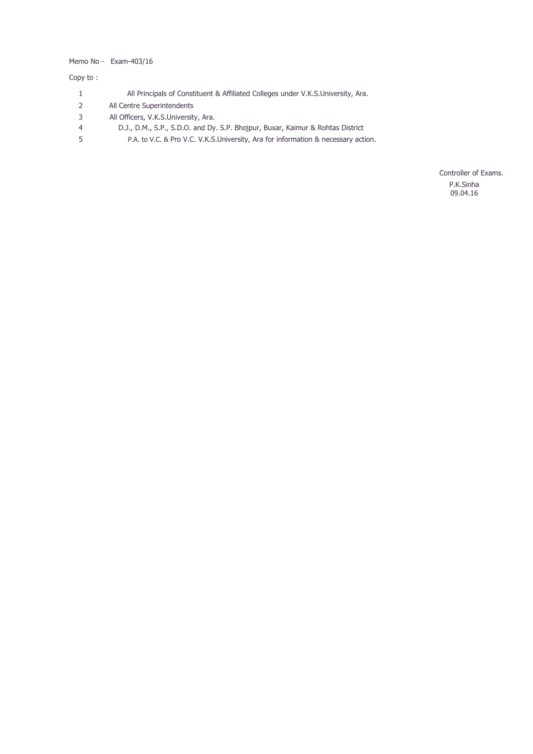Memo No - Exam-403/16

Copy to :

1. All Principals of Constituent & Affiliated Colleges under V.K.S.University, Ara.
2. All Centre Superintendents
3. All Officers, V.K.S.University, Ara.
4. D.J., D.M., S.P., S.D.O. and Dy. S.P. Bhojpur, Buxar, Kaimur & Rohtas District
5. P.A. to V.C. & Pro V.C. V.K.S.University, Ara for information & necessary action.

Controller of Exams.
P.K.Sinha
09.04.16